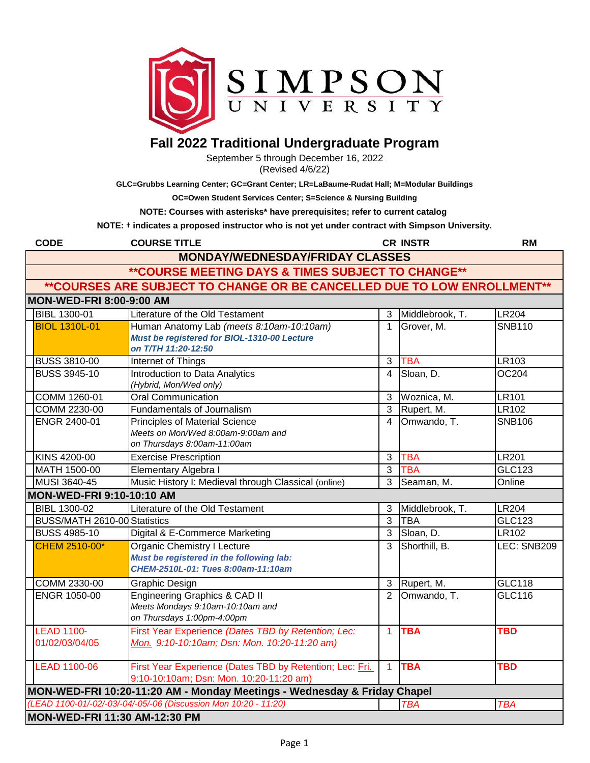# Fall 2022 Traditional Undergraduate Program

September 5 through December 16, 2022
(Revised 4/6/22)

**GLC=Grubbs Learning Center; GC=Grant Center; LR=LaBaume-Rudat Hall; M=Modular Buildings**

**OC=Owen Student Services Center; S=Science & Nursing Building**

**NOTE: Courses with asterisks* have prerequisites; refer to current catalog**

**NOTE: † indicates a proposed instructor who is not yet under contract with Simpson University.**

| CODE | COURSE TITLE | CR | INSTR | RM |
|---|---|---|---|---|
| **MONDAY/WEDNESDAY/FRIDAY CLASSES** | | | | |
| **COURSE MEETING DAYS & TIMES SUBJECT TO CHANGE** | | | | |
| **COURSES ARE SUBJECT TO CHANGE OR BE CANCELLED DUE TO LOW ENROLLMENT** | | | | |
| **MON-WED-FRI 8:00-9:00 AM** | | | | |
| BIBL 1300-01 | Literature of the Old Testament | 3 | Middlebrook, T. | LR204 |
| BIOL 1310L-01 | Human Anatomy Lab *(meets 8:10am-10:10am)* ***Must be registered for BIOL-1310-00 Lecture on T/TH 11:20-12:50*** | 1 | Grover, M. | SNB110 |
| BUSS 3810-00 | Internet of Things | 3 | TBA | LR103 |
| BUSS 3945-10 | Introduction to Data Analytics *(Hybrid, Mon/Wed only)* | 4 | Sloan, D. | OC204 |
| COMM 1260-01 | Oral Communication | 3 | Woznica, M. | LR101 |
| COMM 2230-00 | Fundamentals of Journalism | 3 | Rupert, M. | LR102 |
| ENGR 2400-01 | Principles of Material Science *Meets on Mon/Wed 8:00am-9:00am and on Thursdays 8:00am-11:00am* | 4 | Omwando, T. | SNB106 |
| KINS 4200-00 | Exercise Prescription | 3 | TBA | LR201 |
| MATH 1500-00 | Elementary Algebra I | 3 | TBA | GLC123 |
| MUSI 3640-45 | Music History I: Medieval through Classical (online) | 3 | Seaman, M. | Online |
| **MON-WED-FRI 9:10-10:10 AM** | | | | |
| BIBL 1300-02 | Literature of the Old Testament | 3 | Middlebrook, T. | LR204 |
| BUSS/MATH 2610-00 | Statistics | 3 | TBA | GLC123 |
| BUSS 4985-10 | Digital & E-Commerce Marketing | 3 | Sloan, D. | LR102 |
| CHEM 2510-00* | Organic Chemistry I Lecture ***Must be registered in the following lab: CHEM-2510L-01: Tues 8:00am-11:10am*** | 3 | Shorthill, B. | LEC: SNB209 |
| COMM 2330-00 | Graphic Design | 3 | Rupert, M. | GLC118 |
| ENGR 1050-00 | Engineering Graphics & CAD II *Meets Mondays 9:10am-10:10am and on Thursdays 1:00pm-4:00pm* | 2 | Omwando, T. | GLC116 |
| LEAD 1100-01/02/03/04/05 | First Year Experience *(Dates TBD by Retention; Lec: Mon. 9:10-10:10am; Dsn: Mon. 10:20-11:20 am)* | 1 | **TBA** | **TBD** |
| LEAD 1100-06 | First Year Experience (Dates TBD by Retention; Lec: Fri. 9:10-10:10am; Dsn: Mon. 10:20-11:20 am) | 1 | **TBA** | **TBD** |
| **MON-WED-FRI 10:20-11:20 AM - Monday Meetings - Wednesday & Friday Chapel** | | | | |
| *(LEAD 1100-01/-02/-03/-04/-05/-06 (Discussion Mon 10:20 - 11:20)* | | | *TBA* | *TBA* |
| **MON-WED-FRI 11:30 AM-12:30 PM** | | | | |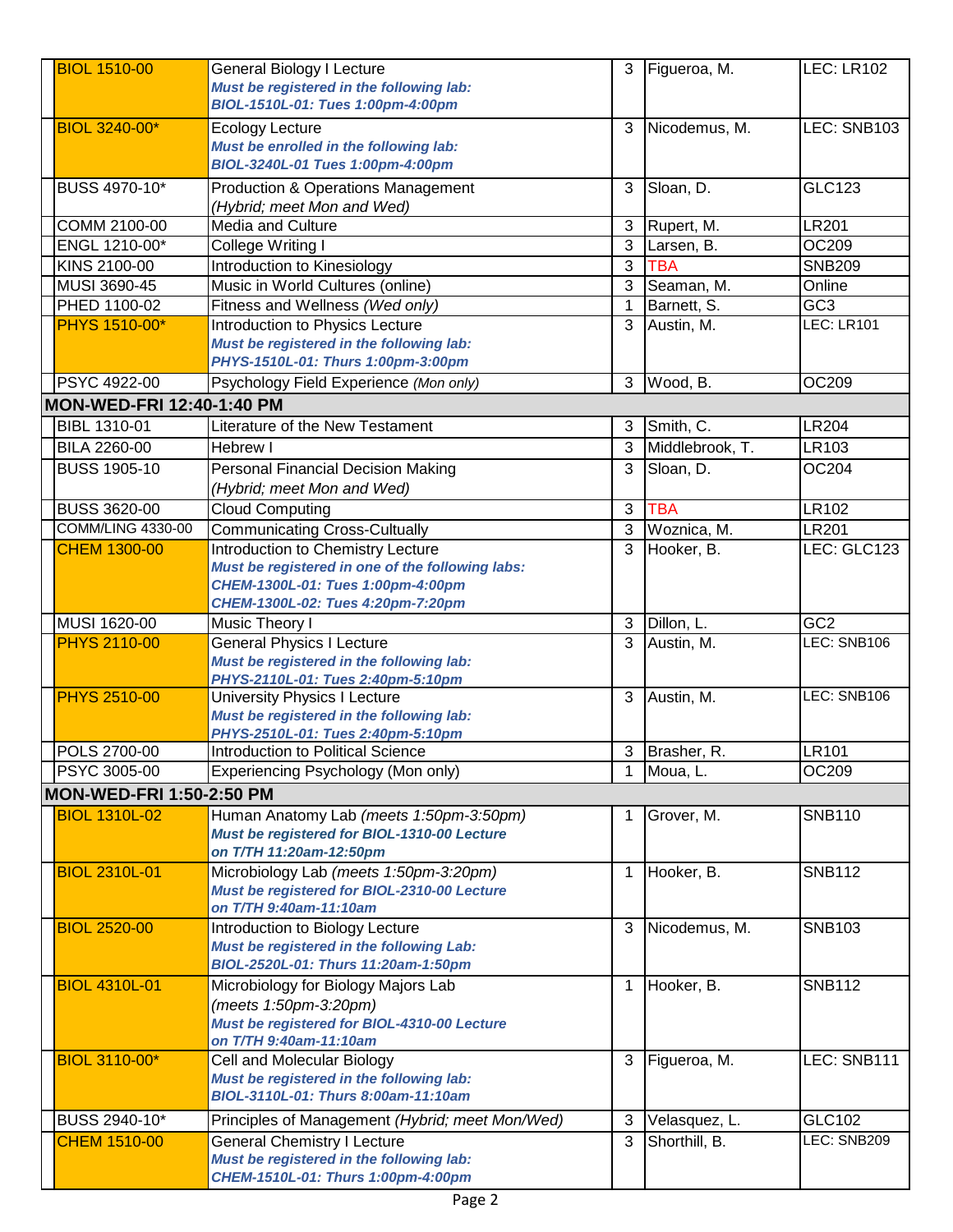| Course | Title | Credits | Instructor | Location |
|---|---|---|---|---|
| BIOL 1510-00 | General Biology I Lecture ***Must be registered in the following lab: BIOL-1510L-01: Tues 1:00pm-4:00pm*** | 3 | Figueroa, M. | LEC: LR102 |
| BIOL 3240-00* | Ecology Lecture ***Must be enrolled in the following lab: BIOL-3240L-01 Tues 1:00pm-4:00pm*** | 3 | Nicodemus, M. | LEC: SNB103 |
| BUSS 4970-10* | Production & Operations Management *(Hybrid; meet Mon and Wed)* | 3 | Sloan, D. | GLC123 |
| COMM 2100-00 | Media and Culture | 3 | Rupert, M. | LR201 |
| ENGL 1210-00* | College Writing I | 3 | Larsen, B. | OC209 |
| KINS 2100-00 | Introduction to Kinesiology | 3 | TBA | SNB209 |
| MUSI 3690-45 | Music in World Cultures (online) | 3 | Seaman, M. | Online |
| PHED 1100-02 | Fitness and Wellness *(Wed only)* | 1 | Barnett, S. | GC3 |
| PHYS 1510-00* | Introduction to Physics Lecture ***Must be registered in the following lab: PHYS-1510L-01: Thurs 1:00pm-3:00pm*** | 3 | Austin, M. | LEC: LR101 |
| PSYC 4922-00 | Psychology Field Experience *(Mon only)* | 3 | Wood, B. | OC209 |
| **MON-WED-FRI 12:40-1:40 PM** | | | | |
| BIBL 1310-01 | Literature of the New Testament | 3 | Smith, C. | LR204 |
| BILA 2260-00 | Hebrew I | 3 | Middlebrook, T. | LR103 |
| BUSS 1905-10 | Personal Financial Decision Making *(Hybrid; meet Mon and Wed)* | 3 | Sloan, D. | OC204 |
| BUSS 3620-00 | Cloud Computing | 3 | TBA | LR102 |
| COMM/LING 4330-00 | Communicating Cross-Cultually | 3 | Woznica, M. | LR201 |
| CHEM 1300-00 | Introduction to Chemistry Lecture ***Must be registered in one of the following labs: CHEM-1300L-01: Tues 1:00pm-4:00pm CHEM-1300L-02: Tues 4:20pm-7:20pm*** | 3 | Hooker, B. | LEC: GLC123 |
| MUSI 1620-00 | Music Theory I | 3 | Dillon, L. | GC2 |
| PHYS 2110-00 | General Physics I Lecture ***Must be registered in the following lab: PHYS-2110L-01: Tues 2:40pm-5:10pm*** | 3 | Austin, M. | LEC: SNB106 |
| PHYS 2510-00 | University Physics I Lecture ***Must be registered in the following lab: PHYS-2510L-01: Tues 2:40pm-5:10pm*** | 3 | Austin, M. | LEC: SNB106 |
| POLS 2700-00 | Introduction to Political Science | 3 | Brasher, R. | LR101 |
| PSYC 3005-00 | Experiencing Psychology (Mon only) | 1 | Moua, L. | OC209 |
| **MON-WED-FRI 1:50-2:50 PM** | | | | |
| BIOL 1310L-02 | Human Anatomy Lab *(meets 1:50pm-3:50pm)* ***Must be registered for BIOL-1310-00 Lecture on T/TH 11:20am-12:50pm*** | 1 | Grover, M. | SNB110 |
| BIOL 2310L-01 | Microbiology Lab *(meets 1:50pm-3:20pm)* ***Must be registered for BIOL-2310-00 Lecture on T/TH 9:40am-11:10am*** | 1 | Hooker, B. | SNB112 |
| BIOL 2520-00 | Introduction to Biology Lecture ***Must be registered in the following Lab: BIOL-2520L-01: Thurs 11:20am-1:50pm*** | 3 | Nicodemus, M. | SNB103 |
| BIOL 4310L-01 | Microbiology for Biology Majors Lab *(meets 1:50pm-3:20pm)* ***Must be registered for BIOL-4310-00 Lecture on T/TH 9:40am-11:10am*** | 1 | Hooker, B. | SNB112 |
| BIOL 3110-00* | Cell and Molecular Biology ***Must be registered in the following lab: BIOL-3110L-01: Thurs 8:00am-11:10am*** | 3 | Figueroa, M. | LEC: SNB111 |
| BUSS 2940-10* | Principles of Management *(Hybrid; meet Mon/Wed)* | 3 | Velasquez, L. | GLC102 |
| CHEM 1510-00 | General Chemistry I Lecture ***Must be registered in the following lab: CHEM-1510L-01: Thurs 1:00pm-4:00pm*** | 3 | Shorthill, B. | LEC: SNB209 |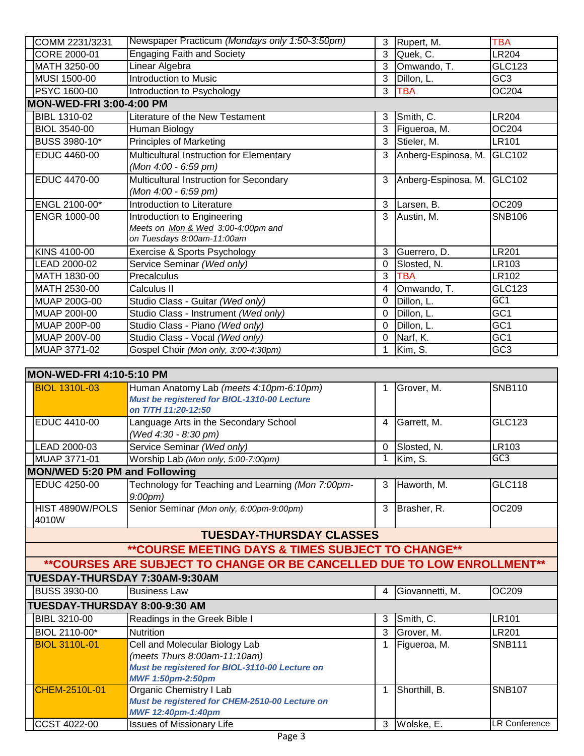| Course | Title | Credits | Instructor | Room |
|---|---|---|---|---|
| COMM 2231/3231 | Newspaper Practicum *(Mondays only 1:50-3:50pm)* | 3 | Rupert, M. | TBA |
| CORE 2000-01 | Engaging Faith and Society | 3 | Quek, C. | LR204 |
| MATH 3250-00 | Linear Algebra | 3 | Omwando, T. | GLC123 |
| MUSI 1500-00 | Introduction to Music | 3 | Dillon, L. | GC3 |
| PSYC 1600-00 | Introduction to Psychology | 3 | TBA | OC204 |
| **MON-WED-FRI 3:00-4:00 PM** | | | | |
| BIBL 1310-02 | Literature of the New Testament | 3 | Smith, C. | LR204 |
| BIOL 3540-00 | Human Biology | 3 | Figueroa, M. | OC204 |
| BUSS 3980-10* | Principles of Marketing | 3 | Stieler, M. | LR101 |
| EDUC 4460-00 | Multicultural Instruction for Elementary *(Mon 4:00 - 6:59 pm)* | 3 | Anberg-Espinosa, M. | GLC102 |
| EDUC 4470-00 | Multicultural Instruction for Secondary *(Mon 4:00 - 6:59 pm)* | 3 | Anberg-Espinosa, M. | GLC102 |
| ENGL 2100-00* | Introduction to Literature | 3 | Larsen, B. | OC209 |
| ENGR 1000-00 | Introduction to Engineering *Meets on Mon & Wed 3:00-4:00pm and on Tuesdays 8:00am-11:00am* | 3 | Austin, M. | SNB106 |
| KINS 4100-00 | Exercise & Sports Psychology | 3 | Guerrero, D. | LR201 |
| LEAD 2000-02 | Service Seminar *(Wed only)* | 0 | Slosted, N. | LR103 |
| MATH 1830-00 | Precalculus | 3 | TBA | LR102 |
| MATH 2530-00 | Calculus II | 4 | Omwando, T. | GLC123 |
| MUAP 200G-00 | Studio Class - Guitar *(Wed only)* | 0 | Dillon, L. | GC1 |
| MUAP 200I-00 | Studio Class - Instrument *(Wed only)* | 0 | Dillon, L. | GC1 |
| MUAP 200P-00 | Studio Class - Piano *(Wed only)* | 0 | Dillon, L. | GC1 |
| MUAP 200V-00 | Studio Class - Vocal *(Wed only)* | 0 | Narf, K. | GC1 |
| MUAP 3771-02 | Gospel Choir *(Mon only, 3:00-4:30pm)* | 1 | Kim, S. | GC3 |

| Course | Title | Credits | Instructor | Room |
|---|---|---|---|---|
| **MON-WED-FRI 4:10-5:10 PM** | | | | |
| BIOL 1310L-03 | Human Anatomy Lab *(meets 4:10pm-6:10pm)* ***Must be registered for BIOL-1310-00 Lecture on T/TH 11:20-12:50*** | 1 | Grover, M. | SNB110 |
| EDUC 4410-00 | Language Arts in the Secondary School *(Wed 4:30 - 8:30 pm)* | 4 | Garrett, M. | GLC123 |
| LEAD 2000-03 | Service Seminar *(Wed only)* | 0 | Slosted, N. | LR103 |
| MUAP 3771-01 | Worship Lab *(Mon only, 5:00-7:00pm)* | 1 | Kim, S. | GC3 |
| **MON/WED 5:20 PM and Following** | | | | |
| EDUC 4250-00 | Technology for Teaching and Learning *(Mon 7:00pm-9:00pm)* | 3 | Haworth, M. | GLC118 |
| HIST 4890W/POLS 4010W | Senior Seminar *(Mon only, 6:00pm-9:00pm)* | 3 | Brasher, R. | OC209 |

## TUESDAY-THURSDAY CLASSES

**\*\*COURSE MEETING DAYS & TIMES SUBJECT TO CHANGE\*\***

**\*\*COURSES ARE SUBJECT TO CHANGE OR BE CANCELLED DUE TO LOW ENROLLMENT\*\***

| Course | Title | Credits | Instructor | Room |
|---|---|---|---|---|
| **TUESDAY-THURSDAY 7:30AM-9:30AM** | | | | |
| BUSS 3930-00 | Business Law | 4 | Giovannetti, M. | OC209 |
| **TUESDAY-THURSDAY 8:00-9:30 AM** | | | | |
| BIBL 3210-00 | Readings in the Greek Bible I | 3 | Smith, C. | LR101 |
| BIOL 2110-00* | Nutrition | 3 | Grover, M. | LR201 |
| BIOL 3110L-01 | Cell and Molecular Biology Lab *(meets Thurs 8:00am-11:10am)* ***Must be registered for BIOL-3110-00 Lecture on MWF 1:50pm-2:50pm*** | 1 | Figueroa, M. | SNB111 |
| CHEM-2510L-01 | Organic Chemistry I Lab ***Must be registered for CHEM-2510-00 Lecture on MWF 12:40pm-1:40pm*** | 1 | Shorthill, B. | SNB107 |
| CCST 4022-00 | Issues of Missionary Life | 3 | Wolske, E. | LR Conference |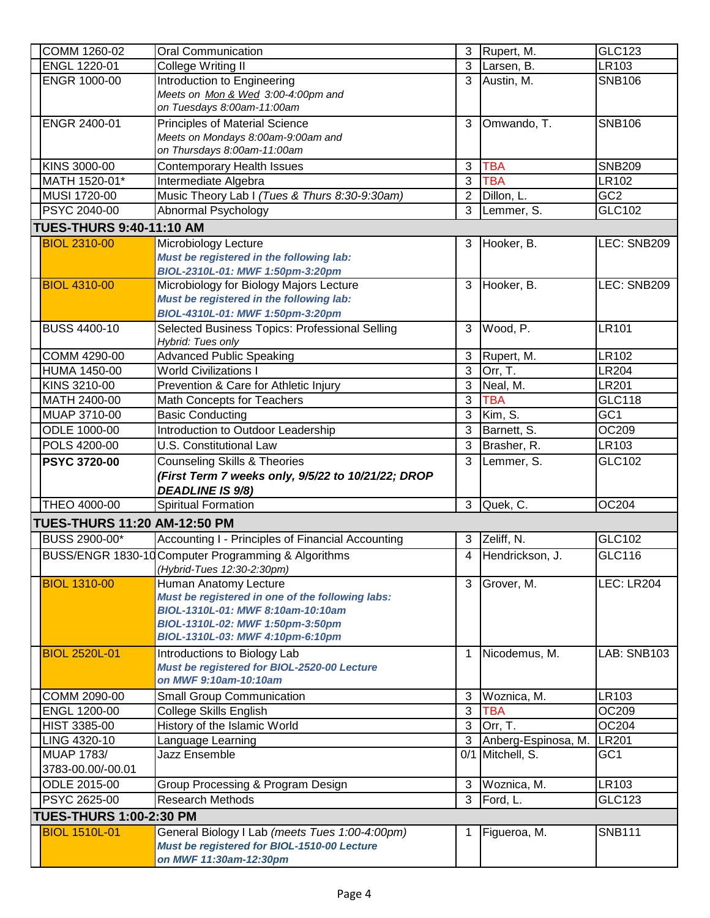| Course | Title | Credits | Instructor | Room |
|---|---|---|---|---|
| COMM 1260-02 | Oral Communication | 3 | Rupert, M. | GLC123 |
| ENGL 1220-01 | College Writing II | 3 | Larsen, B. | LR103 |
| ENGR 1000-00 | Introduction to Engineering<br>*Meets on Mon & Wed 3:00-4:00pm and on Tuesdays 8:00am-11:00am* | 3 | Austin, M. | SNB106 |
| ENGR 2400-01 | Principles of Material Science<br>*Meets on Mondays 8:00am-9:00am and on Thursdays 8:00am-11:00am* | 3 | Omwando, T. | SNB106 |
| KINS 3000-00 | Contemporary Health Issues | 3 | TBA | SNB209 |
| MATH 1520-01* | Intermediate Algebra | 3 | TBA | LR102 |
| MUSI 1720-00 | Music Theory Lab I *(Tues & Thurs 8:30-9:30am)* | 2 | Dillon, L. | GC2 |
| PSYC 2040-00 | Abnormal Psychology | 3 | Lemmer, S. | GLC102 |
| **TUES-THURS 9:40-11:10 AM** | | | | |
| BIOL 2310-00 | Microbiology Lecture<br>***Must be registered in the following lab: BIOL-2310L-01: MWF 1:50pm-3:20pm*** | 3 | Hooker, B. | LEC: SNB209 |
| BIOL 4310-00 | Microbiology for Biology Majors Lecture<br>***Must be registered in the following lab: BIOL-4310L-01: MWF 1:50pm-3:20pm*** | 3 | Hooker, B. | LEC: SNB209 |
| BUSS 4400-10 | Selected Business Topics: Professional Selling<br>*Hybrid: Tues only* | 3 | Wood, P. | LR101 |
| COMM 4290-00 | Advanced Public Speaking | 3 | Rupert, M. | LR102 |
| HUMA 1450-00 | World Civilizations I | 3 | Orr, T. | LR204 |
| KINS 3210-00 | Prevention & Care for Athletic Injury | 3 | Neal, M. | LR201 |
| MATH 2400-00 | Math Concepts for Teachers | 3 | TBA | GLC118 |
| MUAP 3710-00 | Basic Conducting | 3 | Kim, S. | GC1 |
| ODLE 1000-00 | Introduction to Outdoor Leadership | 3 | Barnett, S. | OC209 |
| POLS 4200-00 | U.S. Constitutional Law | 3 | Brasher, R. | LR103 |
| **PSYC 3720-00** | Counseling Skills & Theories<br>***(First Term 7 weeks only, 9/5/22 to 10/21/22; DROP DEADLINE IS 9/8)*** | 3 | Lemmer, S. | GLC102 |
| THEO 4000-00 | Spiritual Formation | 3 | Quek, C. | OC204 |
| **TUES-THURS 11:20 AM-12:50 PM** | | | | |
| BUSS 2900-00* | Accounting I - Principles of Financial Accounting | 3 | Zeliff, N. | GLC102 |
| BUSS/ENGR 1830-10 | Computer Programming & Algorithms<br>*(Hybrid-Tues 12:30-2:30pm)* | 4 | Hendrickson, J. | GLC116 |
| BIOL 1310-00 | Human Anatomy Lecture<br>***Must be registered in one of the following labs: BIOL-1310L-01: MWF 8:10am-10:10am BIOL-1310L-02: MWF 1:50pm-3:50pm BIOL-1310L-03: MWF 4:10pm-6:10pm*** | 3 | Grover, M. | LEC: LR204 |
| BIOL 2520L-01 | Introductions to Biology Lab<br>***Must be registered for BIOL-2520-00 Lecture on MWF 9:10am-10:10am*** | 1 | Nicodemus, M. | LAB: SNB103 |
| COMM 2090-00 | Small Group Communication | 3 | Woznica, M. | LR103 |
| ENGL 1200-00 | College Skills English | 3 | TBA | OC209 |
| HIST 3385-00 | History of the Islamic World | 3 | Orr, T. | OC204 |
| LING 4320-10 | Language Learning | 3 | Anberg-Espinosa, M. | LR201 |
| MUAP 1783/ 3783-00.00/-00.01 | Jazz Ensemble | 0/1 | Mitchell, S. | GC1 |
| ODLE 2015-00 | Group Processing & Program Design | 3 | Woznica, M. | LR103 |
| PSYC 2625-00 | Research Methods | 3 | Ford, L. | GLC123 |
| **TUES-THURS 1:00-2:30 PM** | | | | |
| BIOL 1510L-01 | General Biology I Lab *(meets Tues 1:00-4:00pm)*<br>***Must be registered for BIOL-1510-00 Lecture on MWF 11:30am-12:30pm*** | 1 | Figueroa, M. | SNB111 |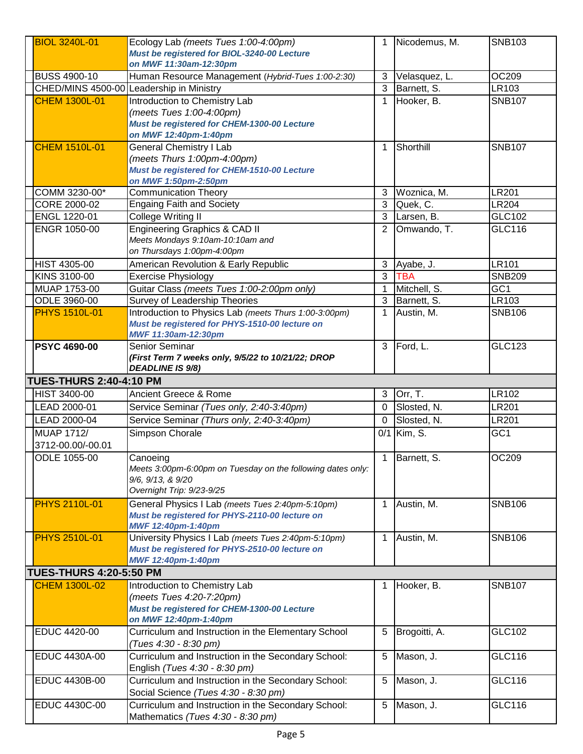| Course | Title | Credits | Instructor | Room |
|---|---|---|---|---|
| BIOL 3240L-01 | Ecology Lab *(meets Tues 1:00-4:00pm)* ***Must be registered for BIOL-3240-00 Lecture on MWF 11:30am-12:30pm*** | 1 | Nicodemus, M. | SNB103 |
| BUSS 4900-10 | Human Resource Management *(Hybrid-Tues 1:00-2:30)* | 3 | Velasquez, L. | OC209 |
| CHED/MINS 4500-00 | Leadership in Ministry | 3 | Barnett, S. | LR103 |
| CHEM 1300L-01 | Introduction to Chemistry Lab *(meets Tues 1:00-4:00pm)* ***Must be registered for CHEM-1300-00 Lecture on MWF 12:40pm-1:40pm*** | 1 | Hooker, B. | SNB107 |
| CHEM 1510L-01 | General Chemistry I Lab *(meets Thurs 1:00pm-4:00pm)* ***Must be registered for CHEM-1510-00 Lecture on MWF 1:50pm-2:50pm*** | 1 | Shorthill | SNB107 |
| COMM 3230-00* | Communication Theory | 3 | Woznica, M. | LR201 |
| CORE 2000-02 | Engaging Faith and Society | 3 | Quek, C. | LR204 |
| ENGL 1220-01 | College Writing II | 3 | Larsen, B. | GLC102 |
| ENGR 1050-00 | Engineering Graphics & CAD II *Meets Mondays 9:10am-10:10am and on Thursdays 1:00pm-4:00pm* | 2 | Omwando, T. | GLC116 |
| HIST 4305-00 | American Revolution & Early Republic | 3 | Ayabe, J. | LR101 |
| KINS 3100-00 | Exercise Physiology | 3 | TBA | SNB209 |
| MUAP 1753-00 | Guitar Class *(meets Tues 1:00-2:00pm only)* | 1 | Mitchell, S. | GC1 |
| ODLE 3960-00 | Survey of Leadership Theories | 3 | Barnett, S. | LR103 |
| PHYS 1510L-01 | Introduction to Physics Lab *(meets Thurs 1:00-3:00pm)* ***Must be registered for PHYS-1510-00 lecture on MWF 11:30am-12:30pm*** | 1 | Austin, M. | SNB106 |
| **PSYC 4690-00** | Senior Seminar ***(First Term 7 weeks only, 9/5/22 to 10/21/22; DROP DEADLINE IS 9/8)*** | 3 | Ford, L. | GLC123 |
| **TUES-THURS 2:40-4:10 PM** | | | | |
| HIST 3400-00 | Ancient Greece & Rome | 3 | Orr, T. | LR102 |
| LEAD 2000-01 | Service Seminar *(Tues only, 2:40-3:40pm)* | 0 | Slosted, N. | LR201 |
| LEAD 2000-04 | Service Seminar *(Thurs only, 2:40-3:40pm)* | 0 | Slosted, N. | LR201 |
| MUAP 1712/ 3712-00.00/-00.01 | Simpson Chorale | 0/1 | Kim, S. | GC1 |
| ODLE 1055-00 | Canoeing *Meets 3:00pm-6:00pm on Tuesday on the following dates only: 9/6, 9/13, & 9/20 Overnight Trip: 9/23-9/25* | 1 | Barnett, S. | OC209 |
| PHYS 2110L-01 | General Physics I Lab *(meets Tues 2:40pm-5:10pm)* ***Must be registered for PHYS-2110-00 lecture on MWF 12:40pm-1:40pm*** | 1 | Austin, M. | SNB106 |
| PHYS 2510L-01 | University Physics I Lab *(meets Tues 2:40pm-5:10pm)* ***Must be registered for PHYS-2510-00 lecture on MWF 12:40pm-1:40pm*** | 1 | Austin, M. | SNB106 |
| **TUES-THURS 4:20-5:50 PM** | | | | |
| CHEM 1300L-02 | Introduction to Chemistry Lab *(meets Tues 4:20-7:20pm)* ***Must be registered for CHEM-1300-00 Lecture on MWF 12:40pm-1:40pm*** | 1 | Hooker, B. | SNB107 |
| EDUC 4420-00 | Curriculum and Instruction in the Elementary School *(Tues 4:30 - 8:30 pm)* | 5 | Brogoitti, A. | GLC102 |
| EDUC 4430A-00 | Curriculum and Instruction in the Secondary School: English *(Tues 4:30 - 8:30 pm)* | 5 | Mason, J. | GLC116 |
| EDUC 4430B-00 | Curriculum and Instruction in the Secondary School: Social Science *(Tues 4:30 - 8:30 pm)* | 5 | Mason, J. | GLC116 |
| EDUC 4430C-00 | Curriculum and Instruction in the Secondary School: Mathematics *(Tues 4:30 - 8:30 pm)* | 5 | Mason, J. | GLC116 |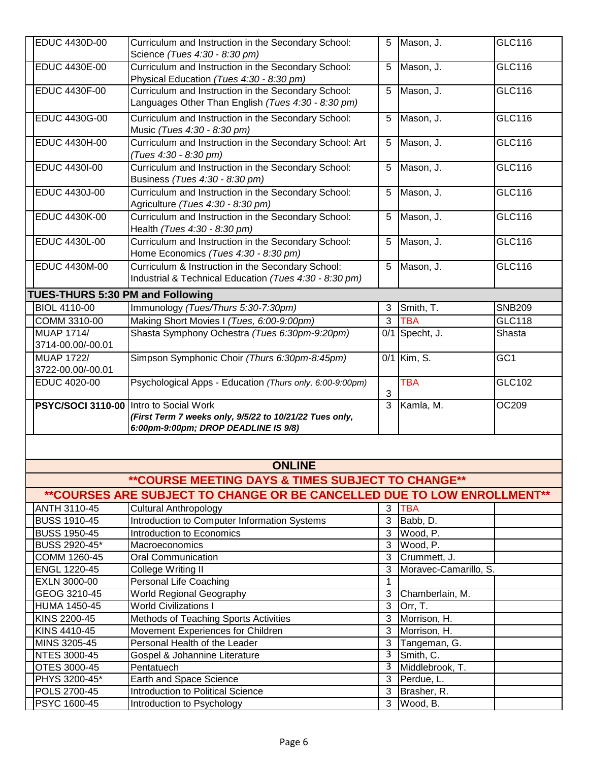| | | | | |
|---|---|---|---|---|
| EDUC 4430D-00 | Curriculum and Instruction in the Secondary School: Science *(Tues 4:30 - 8:30 pm)* | 5 | Mason, J. | GLC116 |
| EDUC 4430E-00 | Curriculum and Instruction in the Secondary School: Physical Education *(Tues 4:30 - 8:30 pm)* | 5 | Mason, J. | GLC116 |
| EDUC 4430F-00 | Curriculum and Instruction in the Secondary School: Languages Other Than English *(Tues 4:30 - 8:30 pm)* | 5 | Mason, J. | GLC116 |
| EDUC 4430G-00 | Curriculum and Instruction in the Secondary School: Music *(Tues 4:30 - 8:30 pm)* | 5 | Mason, J. | GLC116 |
| EDUC 4430H-00 | Curriculum and Instruction in the Secondary School: Art *(Tues 4:30 - 8:30 pm)* | 5 | Mason, J. | GLC116 |
| EDUC 4430I-00 | Curriculum and Instruction in the Secondary School: Business *(Tues 4:30 - 8:30 pm)* | 5 | Mason, J. | GLC116 |
| EDUC 4430J-00 | Curriculum and Instruction in the Secondary School: Agriculture *(Tues 4:30 - 8:30 pm)* | 5 | Mason, J. | GLC116 |
| EDUC 4430K-00 | Curriculum and Instruction in the Secondary School: Health *(Tues 4:30 - 8:30 pm)* | 5 | Mason, J. | GLC116 |
| EDUC 4430L-00 | Curriculum and Instruction in the Secondary School: Home Economics *(Tues 4:30 - 8:30 pm)* | 5 | Mason, J. | GLC116 |
| EDUC 4430M-00 | Curriculum & Instruction in the Secondary School: Industrial & Technical Education *(Tues 4:30 - 8:30 pm)* | 5 | Mason, J. | GLC116 |
| **TUES-THURS 5:30 PM and Following** | | | | |
| BIOL 4110-00 | Immunology *(Tues/Thurs 5:30-7:30pm)* | 3 | Smith, T. | SNB209 |
| COMM 3310-00 | Making Short Movies I *(Tues, 6:00-9:00pm)* | 3 | TBA | GLC118 |
| MUAP 1714/ 3714-00.00/-00.01 | Shasta Symphony Ochestra *(Tues 6:30pm-9:20pm)* | 0/1 | Specht, J. | Shasta |
| MUAP 1722/ 3722-00.00/-00.01 | Simpson Symphonic Choir *(Thurs 6:30pm-8:45pm)* | 0/1 | Kim, S. | GC1 |
| EDUC 4020-00 | Psychological Apps - Education *(Thurs only, 6:00-9:00pm)* | 3 | TBA | GLC102 |
| **PSYC/SOCI 3110-00** | Intro to Social Work ***(First Term 7 weeks only, 9/5/22 to 10/21/22 Tues only, 6:00pm-9:00pm; DROP DEADLINE IS 9/8)*** | 3 | Kamla, M. | OC209 |

## ONLINE

**\*\*COURSE MEETING DAYS & TIMES SUBJECT TO CHANGE\*\***

**\*\*COURSES ARE SUBJECT TO CHANGE OR BE CANCELLED DUE TO LOW ENROLLMENT\*\***

| | | | | |
|---|---|---|---|---|
| ANTH 3110-45 | Cultural Anthropology | 3 | TBA | |
| BUSS 1910-45 | Introduction to Computer Information Systems | 3 | Babb, D. | |
| BUSS 1950-45 | Introduction to Economics | 3 | Wood, P. | |
| BUSS 2920-45* | Macroeconomics | 3 | Wood, P. | |
| COMM 1260-45 | Oral Communication | 3 | Crummett, J. | |
| ENGL 1220-45 | College Writing II | 3 | Moravec-Camarillo, S. | |
| EXLN 3000-00 | Personal Life Coaching | 1 | | |
| GEOG 3210-45 | World Regional Geography | 3 | Chamberlain, M. | |
| HUMA 1450-45 | World Civilizations I | 3 | Orr, T. | |
| KINS 2200-45 | Methods of Teaching Sports Activities | 3 | Morrison, H. | |
| KINS 4410-45 | Movement Experiences for Children | 3 | Morrison, H. | |
| MINS 3205-45 | Personal Health of the Leader | 3 | Tangeman, G. | |
| NTES 3000-45 | Gospel & Johannine Literature | 3 | Smith, C. | |
| OTES 3000-45 | Pentatuech | 3 | Middlebrook, T. | |
| PHYS 3200-45* | Earth and Space Science | 3 | Perdue, L. | |
| POLS 2700-45 | Introduction to Political Science | 3 | Brasher, R. | |
| PSYC 1600-45 | Introduction to Psychology | 3 | Wood, B. | |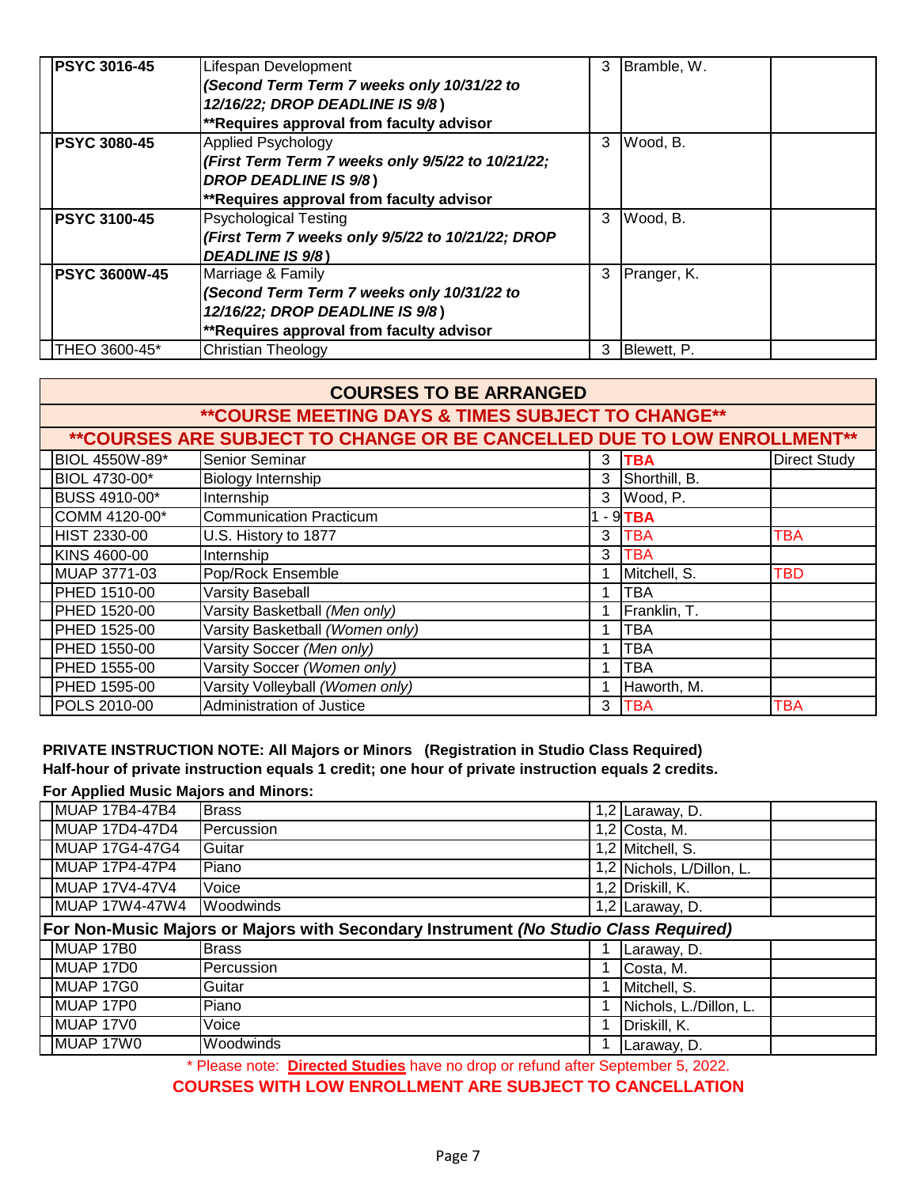| | | | | |
|---|---|---|---|---|
| **PSYC 3016-45** | Lifespan Development<br>***(Second Term Term 7 weeks only 10/31/22 to 12/16/22; DROP DEADLINE IS 9/8*)**<br>****Requires approval from faculty advisor** | 3 | Bramble, W. | |
| **PSYC 3080-45** | Applied Psychology<br>***(First Term Term 7 weeks only 9/5/22 to 10/21/22; DROP DEADLINE IS 9/8*)**<br>****Requires approval from faculty advisor** | 3 | Wood, B. | |
| **PSYC 3100-45** | Psychological Testing<br>***(First Term 7 weeks only 9/5/22 to 10/21/22; DROP DEADLINE IS 9/8*)** | 3 | Wood, B. | |
| **PSYC 3600W-45** | Marriage & Family<br>***(Second Term Term 7 weeks only 10/31/22 to 12/16/22; DROP DEADLINE IS 9/8*)**<br>****Requires approval from faculty advisor** | 3 | Pranger, K. | |
| THEO 3600-45* | Christian Theology | 3 | Blewett, P. | |

## COURSES TO BE ARRANGED

**\*\*COURSE MEETING DAYS & TIMES SUBJECT TO CHANGE\*\***

**\*\*COURSES ARE SUBJECT TO CHANGE OR BE CANCELLED DUE TO LOW ENROLLMENT\*\***

| | | | | |
|---|---|---|---|---|
| BIOL 4550W-89* | Senior Seminar | 3 | **TBA** | Direct Study |
| BIOL 4730-00* | Biology Internship | 3 | Shorthill, B. | |
| BUSS 4910-00* | Internship | 3 | Wood, P. | |
| COMM 4120-00* | Communication Practicum | 1 - 9 | **TBA** | |
| HIST 2330-00 | U.S. History to 1877 | 3 | TBA | TBA |
| KINS 4600-00 | Internship | 3 | TBA | |
| MUAP 3771-03 | Pop/Rock Ensemble | 1 | Mitchell, S. | TBD |
| PHED 1510-00 | Varsity Baseball | 1 | TBA | |
| PHED 1520-00 | Varsity Basketball *(Men only)* | 1 | Franklin, T. | |
| PHED 1525-00 | Varsity Basketball *(Women only)* | 1 | TBA | |
| PHED 1550-00 | Varsity Soccer *(Men only)* | 1 | TBA | |
| PHED 1555-00 | Varsity Soccer *(Women only)* | 1 | TBA | |
| PHED 1595-00 | Varsity Volleyball *(Women only)* | 1 | Haworth, M. | |
| POLS 2010-00 | Administration of Justice | 3 | TBA | TBA |

**PRIVATE INSTRUCTION NOTE: All Majors or Minors (Registration in Studio Class Required)**

**Half-hour of private instruction equals 1 credit; one hour of private instruction equals 2 credits.**

**For Applied Music Majors and Minors:**

| | | | | |
|---|---|---|---|---|
| MUAP 17B4-47B4 | Brass | 1,2 | Laraway, D. | |
| MUAP 17D4-47D4 | Percussion | 1,2 | Costa, M. | |
| MUAP 17G4-47G4 | Guitar | 1,2 | Mitchell, S. | |
| MUAP 17P4-47P4 | Piano | 1,2 | Nichols, L/Dillon, L. | |
| MUAP 17V4-47V4 | Voice | 1,2 | Driskill, K. | |
| MUAP 17W4-47W4 | Woodwinds | 1,2 | Laraway, D. | |
| **For Non-Music Majors or Majors with Secondary Instrument *(No Studio Class Required)*** | | | | |
| MUAP 17B0 | Brass | 1 | Laraway, D. | |
| MUAP 17D0 | Percussion | 1 | Costa, M. | |
| MUAP 17G0 | Guitar | 1 | Mitchell, S. | |
| MUAP 17P0 | Piano | 1 | Nichols, L./Dillon, L. | |
| MUAP 17V0 | Voice | 1 | Driskill, K. | |
| MUAP 17W0 | Woodwinds | 1 | Laraway, D. | |

\* Please note: **Directed Studies** have no drop or refund after September 5, 2022.

**COURSES WITH LOW ENROLLMENT ARE SUBJECT TO CANCELLATION**